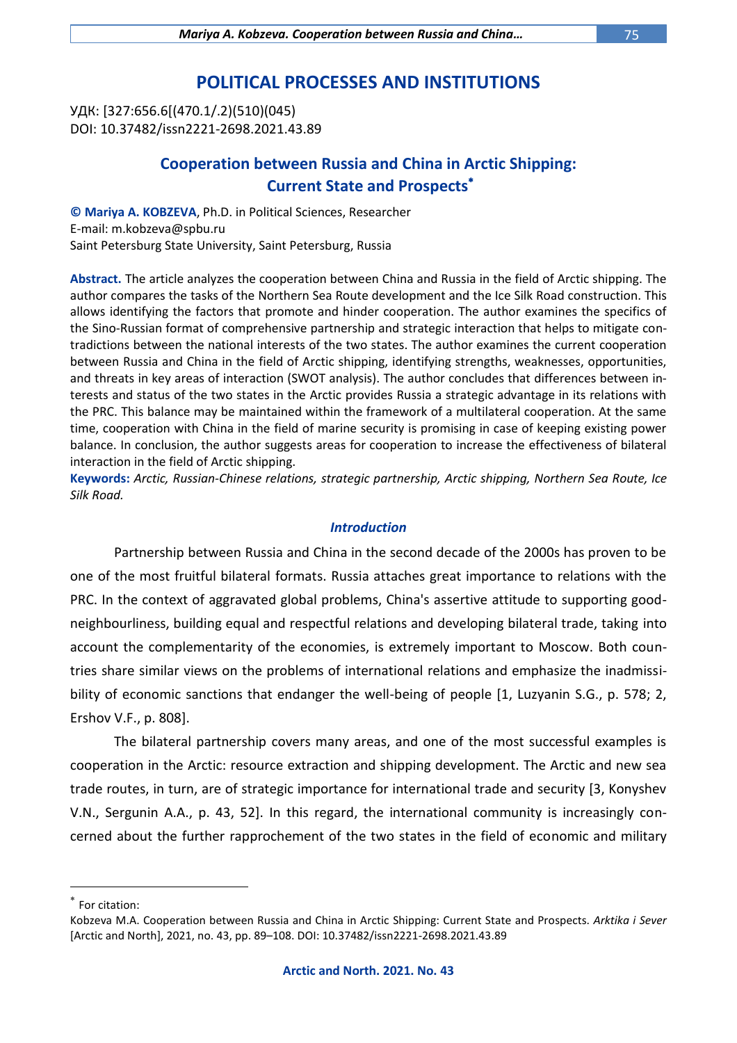# POLITICAL PROCESSES AND INSTITUTIONS

УДК: [327:656.6[(470.1/.2)(510)(045)
DOI: 10.37482/issn2221-2698.2021.43.89

## Cooperation between Russia and China in Arctic Shipping: Current State and Prospects*

**© Mariya A. KOBZEVA**, Ph.D. in Political Sciences, Researcher
E-mail: m.kobzeva@spbu.ru
Saint Petersburg State University, Saint Petersburg, Russia

**Abstract.** The article analyzes the cooperation between China and Russia in the field of Arctic shipping. The author compares the tasks of the Northern Sea Route development and the Ice Silk Road construction. This allows identifying the factors that promote and hinder cooperation. The author examines the specifics of the Sino-Russian format of comprehensive partnership and strategic interaction that helps to mitigate contradictions between the national interests of the two states. The author examines the current cooperation between Russia and China in the field of Arctic shipping, identifying strengths, weaknesses, opportunities, and threats in key areas of interaction (SWOT analysis). The author concludes that differences between interests and status of the two states in the Arctic provides Russia a strategic advantage in its relations with the PRC. This balance may be maintained within the framework of a multilateral cooperation. At the same time, cooperation with China in the field of marine security is promising in case of keeping existing power balance. In conclusion, the author suggests areas for cooperation to increase the effectiveness of bilateral interaction in the field of Arctic shipping.

**Keywords:** *Arctic, Russian-Chinese relations, strategic partnership, Arctic shipping, Northern Sea Route, Ice Silk Road.*

### *Introduction*

Partnership between Russia and China in the second decade of the 2000s has proven to be one of the most fruitful bilateral formats. Russia attaches great importance to relations with the PRC. In the context of aggravated global problems, China's assertive attitude to supporting good-neighbourliness, building equal and respectful relations and developing bilateral trade, taking into account the complementarity of the economies, is extremely important to Moscow. Both countries share similar views on the problems of international relations and emphasize the inadmissibility of economic sanctions that endanger the well-being of people [1, Luzyanin S.G., p. 578; 2, Ershov V.F., p. 808].

The bilateral partnership covers many areas, and one of the most successful examples is cooperation in the Arctic: resource extraction and shipping development. The Arctic and new sea trade routes, in turn, are of strategic importance for international trade and security [3, Konyshev V.N., Sergunin A.A., p. 43, 52]. In this regard, the international community is increasingly concerned about the further rapprochement of the two states in the field of economic and military

---

* For citation:
Kobzeva M.A. Cooperation between Russia and China in Arctic Shipping: Current State and Prospects. *Arktika i Sever* [Arctic and North], 2021, no. 43, pp. 89–108. DOI: 10.37482/issn2221-2698.2021.43.89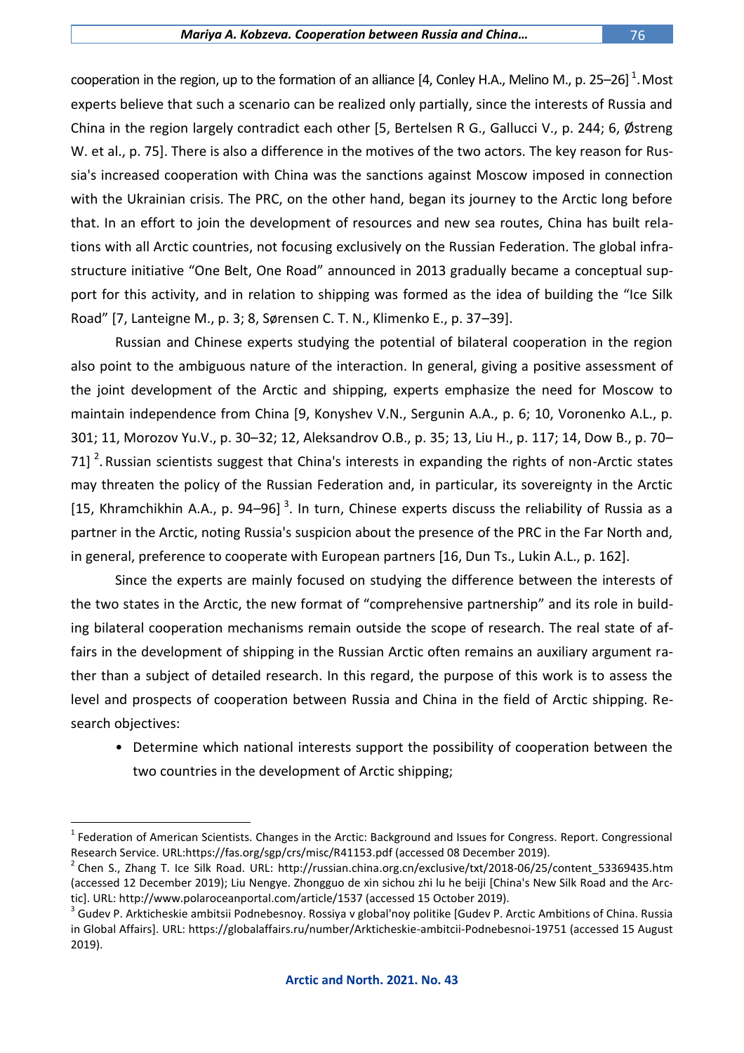cooperation in the region, up to the formation of an alliance [4, Conley H.A., Melino M., p. 25–26] [1]. Most experts believe that such a scenario can be realized only partially, since the interests of Russia and China in the region largely contradict each other [5, Bertelsen R G., Gallucci V., p. 244; 6, Østreng W. et al., p. 75]. There is also a difference in the motives of the two actors. The key reason for Russia's increased cooperation with China was the sanctions against Moscow imposed in connection with the Ukrainian crisis. The PRC, on the other hand, began its journey to the Arctic long before that. In an effort to join the development of resources and new sea routes, China has built relations with all Arctic countries, not focusing exclusively on the Russian Federation. The global infrastructure initiative "One Belt, One Road" announced in 2013 gradually became a conceptual support for this activity, and in relation to shipping was formed as the idea of building the "Ice Silk Road" [7, Lanteigne M., p. 3; 8, Sørensen C. T. N., Klimenko E., p. 37–39].

Russian and Chinese experts studying the potential of bilateral cooperation in the region also point to the ambiguous nature of the interaction. In general, giving a positive assessment of the joint development of the Arctic and shipping, experts emphasize the need for Moscow to maintain independence from China [9, Konyshev V.N., Sergunin A.A., p. 6; 10, Voronenko A.L., p. 301; 11, Morozov Yu.V., p. 30–32; 12, Aleksandrov O.B., p. 35; 13, Liu H., p. 117; 14, Dow B., p. 70–71] [2]. Russian scientists suggest that China's interests in expanding the rights of non-Arctic states may threaten the policy of the Russian Federation and, in particular, its sovereignty in the Arctic [15, Khramchikhin A.A., p. 94–96] [3]. In turn, Chinese experts discuss the reliability of Russia as a partner in the Arctic, noting Russia's suspicion about the presence of the PRC in the Far North and, in general, preference to cooperate with European partners [16, Dun Ts., Lukin A.L., p. 162].

Since the experts are mainly focused on studying the difference between the interests of the two states in the Arctic, the new format of "comprehensive partnership" and its role in building bilateral cooperation mechanisms remain outside the scope of research. The real state of affairs in the development of shipping in the Russian Arctic often remains an auxiliary argument rather than a subject of detailed research. In this regard, the purpose of this work is to assess the level and prospects of cooperation between Russia and China in the field of Arctic shipping. Research objectives:

- Determine which national interests support the possibility of cooperation between the two countries in the development of Arctic shipping;

---

[1] Federation of American Scientists. Changes in the Arctic: Background and Issues for Congress. Report. Congressional Research Service. URL:https://fas.org/sgp/crs/misc/R41153.pdf (accessed 08 December 2019).

[2] Chen S., Zhang T. Ice Silk Road. URL: http://russian.china.org.cn/exclusive/txt/2018-06/25/content_53369435.htm (accessed 12 December 2019); Liu Nengye. Zhongguo de xin sichou zhi lu he beiji [China's New Silk Road and the Arctic]. URL: http://www.polaroceanportal.com/article/1537 (accessed 15 October 2019).

[3] Gudev P. Arkticheskie ambitsii Podnebesnoy. Rossiya v global'noy politike [Gudev P. Arctic Ambitions of China. Russia in Global Affairs]. URL: https://globalaffairs.ru/number/Arkticheskie-ambitcii-Podnebesnoi-19751 (accessed 15 August 2019).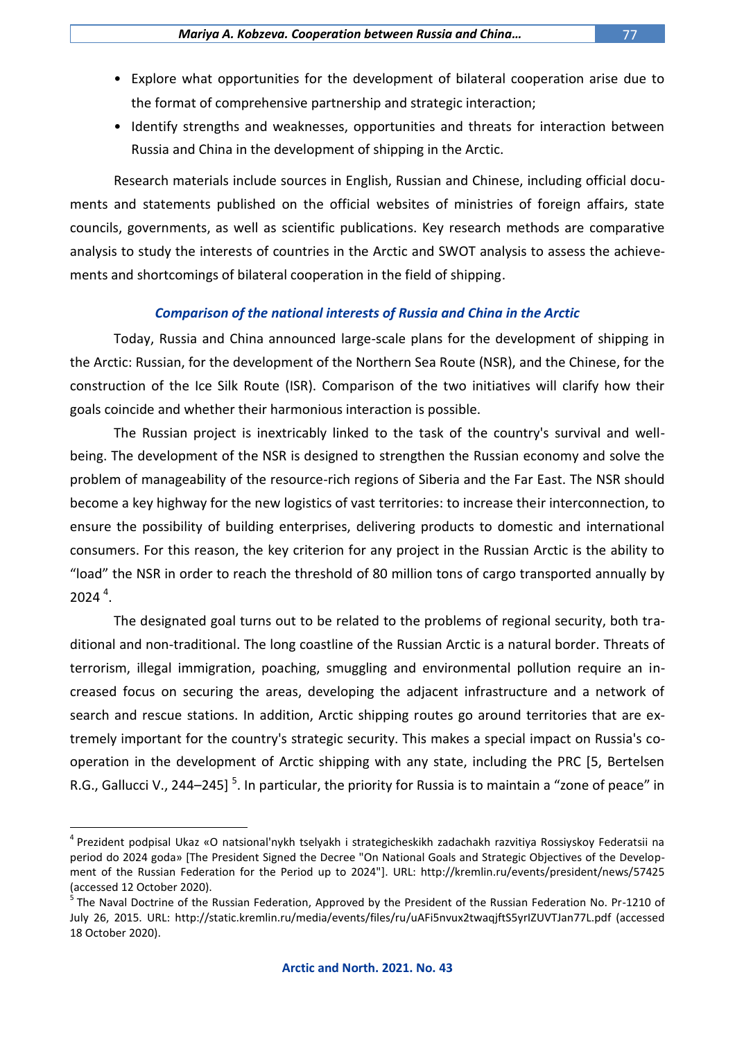- Explore what opportunities for the development of bilateral cooperation arise due to the format of comprehensive partnership and strategic interaction;
- Identify strengths and weaknesses, opportunities and threats for interaction between Russia and China in the development of shipping in the Arctic.

Research materials include sources in English, Russian and Chinese, including official documents and statements published on the official websites of ministries of foreign affairs, state councils, governments, as well as scientific publications. Key research methods are comparative analysis to study the interests of countries in the Arctic and SWOT analysis to assess the achievements and shortcomings of bilateral cooperation in the field of shipping.

### *Comparison of the national interests of Russia and China in the Arctic*

Today, Russia and China announced large-scale plans for the development of shipping in the Arctic: Russian, for the development of the Northern Sea Route (NSR), and the Chinese, for the construction of the Ice Silk Route (ISR). Comparison of the two initiatives will clarify how their goals coincide and whether their harmonious interaction is possible.

The Russian project is inextricably linked to the task of the country's survival and well-being. The development of the NSR is designed to strengthen the Russian economy and solve the problem of manageability of the resource-rich regions of Siberia and the Far East. The NSR should become a key highway for the new logistics of vast territories: to increase their interconnection, to ensure the possibility of building enterprises, delivering products to domestic and international consumers. For this reason, the key criterion for any project in the Russian Arctic is the ability to "load" the NSR in order to reach the threshold of 80 million tons of cargo transported annually by 2024 [4].

The designated goal turns out to be related to the problems of regional security, both traditional and non-traditional. The long coastline of the Russian Arctic is a natural border. Threats of terrorism, illegal immigration, poaching, smuggling and environmental pollution require an increased focus on securing the areas, developing the adjacent infrastructure and a network of search and rescue stations. In addition, Arctic shipping routes go around territories that are extremely important for the country's strategic security. This makes a special impact on Russia's cooperation in the development of Arctic shipping with any state, including the PRC [5, Bertelsen R.G., Gallucci V., 244–245] [5]. In particular, the priority for Russia is to maintain a "zone of peace" in

---

[4] Prezident podpisal Ukaz «O natsional'nykh tselyakh i strategicheskikh zadachakh razvitiya Rossiyskoy Federatsii na period do 2024 goda» [The President Signed the Decree "On National Goals and Strategic Objectives of the Development of the Russian Federation for the Period up to 2024"]. URL: http://kremlin.ru/events/president/news/57425 (accessed 12 October 2020).

[5] The Naval Doctrine of the Russian Federation, Approved by the President of the Russian Federation No. Pr-1210 of July 26, 2015. URL: http://static.kremlin.ru/media/events/files/ru/uAFi5nvux2twaqjftS5yrIZUVTJan77L.pdf (accessed 18 October 2020).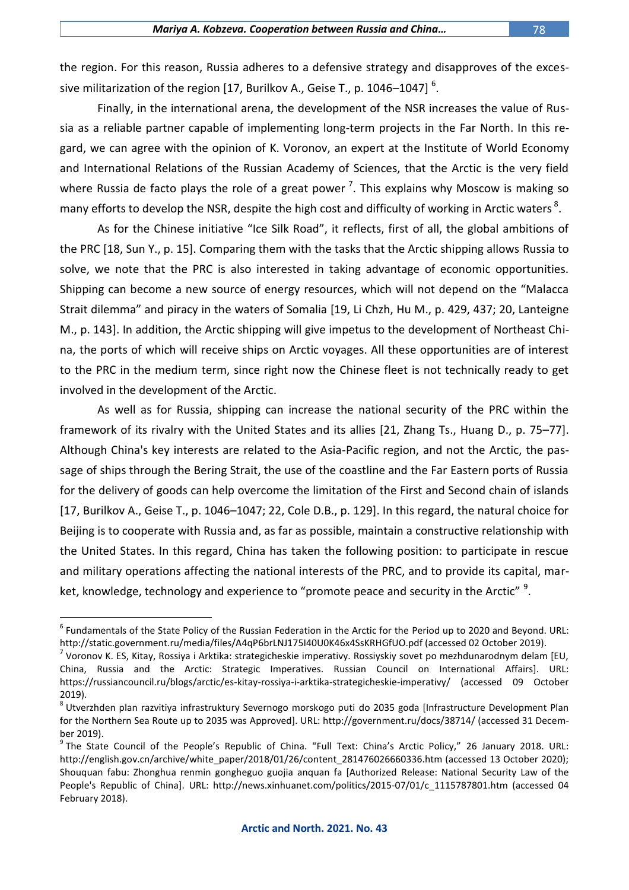the region. For this reason, Russia adheres to a defensive strategy and disapproves of the excessive militarization of the region [17, Burilkov A., Geise T., p. 1046–1047] [6].

Finally, in the international arena, the development of the NSR increases the value of Russia as a reliable partner capable of implementing long-term projects in the Far North. In this regard, we can agree with the opinion of K. Voronov, an expert at the Institute of World Economy and International Relations of the Russian Academy of Sciences, that the Arctic is the very field where Russia de facto plays the role of a great power [7]. This explains why Moscow is making so many efforts to develop the NSR, despite the high cost and difficulty of working in Arctic waters [8].

As for the Chinese initiative "Ice Silk Road", it reflects, first of all, the global ambitions of the PRC [18, Sun Y., p. 15]. Comparing them with the tasks that the Arctic shipping allows Russia to solve, we note that the PRC is also interested in taking advantage of economic opportunities. Shipping can become a new source of energy resources, which will not depend on the "Malacca Strait dilemma" and piracy in the waters of Somalia [19, Li Chzh, Hu M., p. 429, 437; 20, Lanteigne M., p. 143]. In addition, the Arctic shipping will give impetus to the development of Northeast China, the ports of which will receive ships on Arctic voyages. All these opportunities are of interest to the PRC in the medium term, since right now the Chinese fleet is not technically ready to get involved in the development of the Arctic.

As well as for Russia, shipping can increase the national security of the PRC within the framework of its rivalry with the United States and its allies [21, Zhang Ts., Huang D., p. 75–77]. Although China's key interests are related to the Asia-Pacific region, and not the Arctic, the passage of ships through the Bering Strait, the use of the coastline and the Far Eastern ports of Russia for the delivery of goods can help overcome the limitation of the First and Second chain of islands [17, Burilkov A., Geise T., p. 1046–1047; 22, Cole D.B., p. 129]. In this regard, the natural choice for Beijing is to cooperate with Russia and, as far as possible, maintain a constructive relationship with the United States. In this regard, China has taken the following position: to participate in rescue and military operations affecting the national interests of the PRC, and to provide its capital, market, knowledge, technology and experience to "promote peace and security in the Arctic" [9].

---

[6] Fundamentals of the State Policy of the Russian Federation in the Arctic for the Period up to 2020 and Beyond. URL: http://static.government.ru/media/files/A4qP6brLNJ175I40U0K46x4SsKRHGfUO.pdf (accessed 02 October 2019).

[7] Voronov K. ES, Kitay, Rossiya i Arktika: strategicheskie imperativy. Rossiyskiy sovet po mezhdunarodnym delam [EU, China, Russia and the Arctic: Strategic Imperatives. Russian Council on International Affairs]. URL: https://russiancouncil.ru/blogs/arctic/es-kitay-rossiya-i-arktika-strategicheskie-imperativy/ (accessed 09 October 2019).

[8] Utverzhden plan razvitiya infrastruktury Severnogo morskogo puti do 2035 goda [Infrastructure Development Plan for the Northern Sea Route up to 2035 was Approved]. URL: http://government.ru/docs/38714/ (accessed 31 December 2019).

[9] The State Council of the People's Republic of China. "Full Text: China's Arctic Policy," 26 January 2018. URL: http://english.gov.cn/archive/white_paper/2018/01/26/content_281476026660336.htm (accessed 13 October 2020); Shouquan fabu: Zhonghua renmin gongheguo guojia anquan fa [Authorized Release: National Security Law of the People's Republic of China]. URL: http://news.xinhuanet.com/politics/2015-07/01/c_1115787801.htm (accessed 04 February 2018).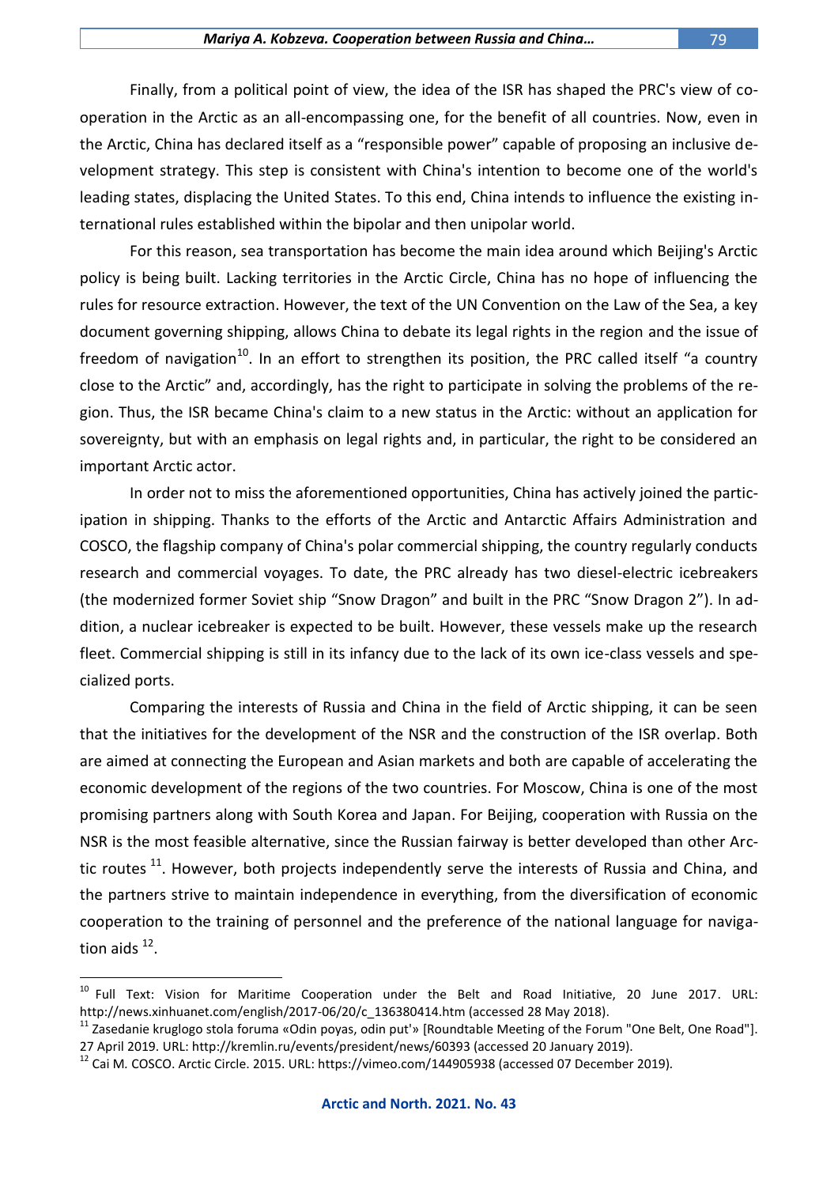Finally, from a political point of view, the idea of the ISR has shaped the PRC's view of cooperation in the Arctic as an all-encompassing one, for the benefit of all countries. Now, even in the Arctic, China has declared itself as a "responsible power" capable of proposing an inclusive development strategy. This step is consistent with China's intention to become one of the world's leading states, displacing the United States. To this end, China intends to influence the existing international rules established within the bipolar and then unipolar world.

For this reason, sea transportation has become the main idea around which Beijing's Arctic policy is being built. Lacking territories in the Arctic Circle, China has no hope of influencing the rules for resource extraction. However, the text of the UN Convention on the Law of the Sea, a key document governing shipping, allows China to debate its legal rights in the region and the issue of freedom of navigation[10]. In an effort to strengthen its position, the PRC called itself "a country close to the Arctic" and, accordingly, has the right to participate in solving the problems of the region. Thus, the ISR became China's claim to a new status in the Arctic: without an application for sovereignty, but with an emphasis on legal rights and, in particular, the right to be considered an important Arctic actor.

In order not to miss the aforementioned opportunities, China has actively joined the participation in shipping. Thanks to the efforts of the Arctic and Antarctic Affairs Administration and COSCO, the flagship company of China's polar commercial shipping, the country regularly conducts research and commercial voyages. To date, the PRC already has two diesel-electric icebreakers (the modernized former Soviet ship "Snow Dragon" and built in the PRC "Snow Dragon 2"). In addition, a nuclear icebreaker is expected to be built. However, these vessels make up the research fleet. Commercial shipping is still in its infancy due to the lack of its own ice-class vessels and specialized ports.

Comparing the interests of Russia and China in the field of Arctic shipping, it can be seen that the initiatives for the development of the NSR and the construction of the ISR overlap. Both are aimed at connecting the European and Asian markets and both are capable of accelerating the economic development of the regions of the two countries. For Moscow, China is one of the most promising partners along with South Korea and Japan. For Beijing, cooperation with Russia on the NSR is the most feasible alternative, since the Russian fairway is better developed than other Arctic routes [11]. However, both projects independently serve the interests of Russia and China, and the partners strive to maintain independence in everything, from the diversification of economic cooperation to the training of personnel and the preference of the national language for navigation aids [12].

---

[10] Full Text: Vision for Maritime Cooperation under the Belt and Road Initiative, 20 June 2017. URL: http://news.xinhuanet.com/english/2017-06/20/c_136380414.htm (accessed 28 May 2018).

[11] Zasedanie kruglogo stola foruma «Odin poyas, odin put'» [Roundtable Meeting of the Forum "One Belt, One Road"]. 27 April 2019. URL: http://kremlin.ru/events/president/news/60393 (accessed 20 January 2019).

[12] Cai M. COSCO. Arctic Circle. 2015. URL: https://vimeo.com/144905938 (accessed 07 December 2019).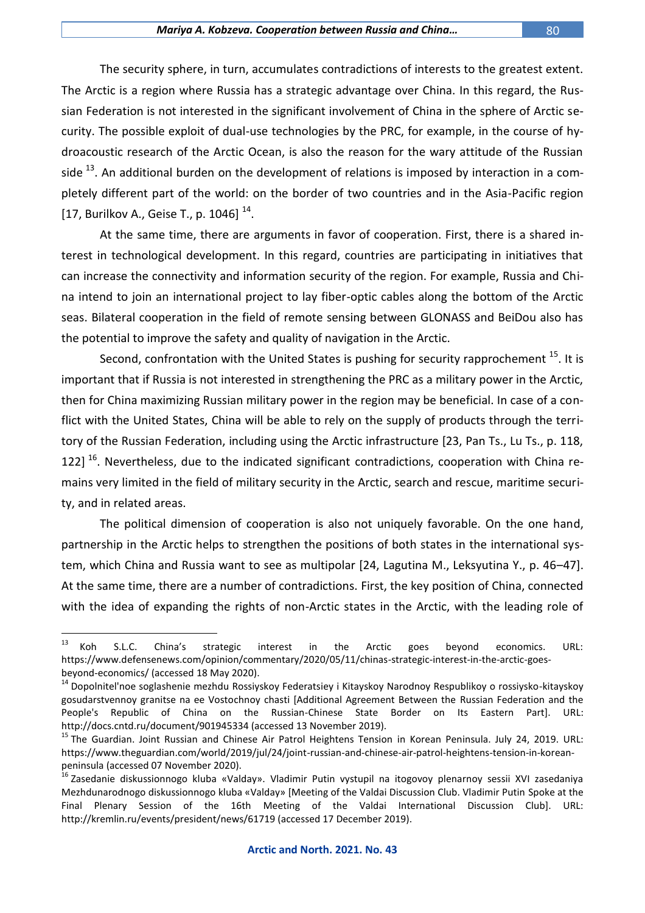The security sphere, in turn, accumulates contradictions of interests to the greatest extent. The Arctic is a region where Russia has a strategic advantage over China. In this regard, the Russian Federation is not interested in the significant involvement of China in the sphere of Arctic security. The possible exploit of dual-use technologies by the PRC, for example, in the course of hydroacoustic research of the Arctic Ocean, is also the reason for the wary attitude of the Russian side [13]. An additional burden on the development of relations is imposed by interaction in a completely different part of the world: on the border of two countries and in the Asia-Pacific region [17, Burilkov A., Geise T., p. 1046] [14].

At the same time, there are arguments in favor of cooperation. First, there is a shared interest in technological development. In this regard, countries are participating in initiatives that can increase the connectivity and information security of the region. For example, Russia and China intend to join an international project to lay fiber-optic cables along the bottom of the Arctic seas. Bilateral cooperation in the field of remote sensing between GLONASS and BeiDou also has the potential to improve the safety and quality of navigation in the Arctic.

Second, confrontation with the United States is pushing for security rapprochement [15]. It is important that if Russia is not interested in strengthening the PRC as a military power in the Arctic, then for China maximizing Russian military power in the region may be beneficial. In case of a conflict with the United States, China will be able to rely on the supply of products through the territory of the Russian Federation, including using the Arctic infrastructure [23, Pan Ts., Lu Ts., p. 118, 122] [16]. Nevertheless, due to the indicated significant contradictions, cooperation with China remains very limited in the field of military security in the Arctic, search and rescue, maritime security, and in related areas.

The political dimension of cooperation is also not uniquely favorable. On the one hand, partnership in the Arctic helps to strengthen the positions of both states in the international system, which China and Russia want to see as multipolar [24, Lagutina M., Leksyutina Y., p. 46–47]. At the same time, there are a number of contradictions. First, the key position of China, connected with the idea of expanding the rights of non-Arctic states in the Arctic, with the leading role of

---

[13] Koh S.L.C. China's strategic interest in the Arctic goes beyond economics. URL: https://www.defensenews.com/opinion/commentary/2020/05/11/chinas-strategic-interest-in-the-arctic-goes-beyond-economics/ (accessed 18 May 2020).

[14] Dopolnitel'noe soglashenie mezhdu Rossiyskoy Federatsiey i Kitayskoy Narodnoy Respublikoy o rossiysko-kitayskoy gosudarstvennoy granitse na ee Vostochnoy chasti [Additional Agreement Between the Russian Federation and the People's Republic of China on the Russian-Chinese State Border on Its Eastern Part]. URL: http://docs.cntd.ru/document/901945334 (accessed 13 November 2019).

[15] The Guardian. Joint Russian and Chinese Air Patrol Heightens Tension in Korean Peninsula. July 24, 2019. URL: https://www.theguardian.com/world/2019/jul/24/joint-russian-and-chinese-air-patrol-heightens-tension-in-korean-peninsula (accessed 07 November 2020).

[16] Zasedanie diskussionnogo kluba «Valday». Vladimir Putin vystupil na itogovoy plenarnoy sessii XVI zasedaniya Mezhdunarodnogo diskussionnogo kluba «Valday» [Meeting of the Valdai Discussion Club. Vladimir Putin Spoke at the Final Plenary Session of the 16th Meeting of the Valdai International Discussion Club]. URL: http://kremlin.ru/events/president/news/61719 (accessed 17 December 2019).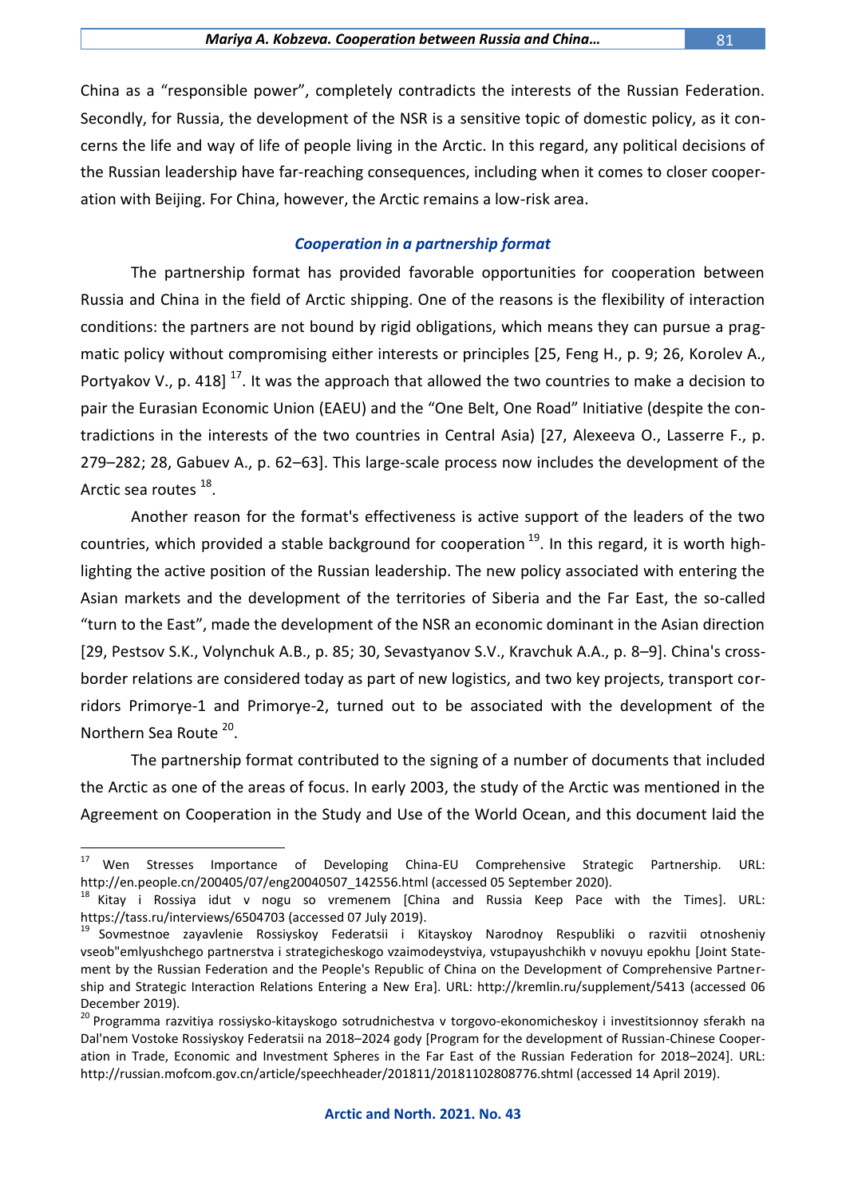China as a "responsible power", completely contradicts the interests of the Russian Federation. Secondly, for Russia, the development of the NSR is a sensitive topic of domestic policy, as it concerns the life and way of life of people living in the Arctic. In this regard, any political decisions of the Russian leadership have far-reaching consequences, including when it comes to closer cooperation with Beijing. For China, however, the Arctic remains a low-risk area.

### *Cooperation in a partnership format*

The partnership format has provided favorable opportunities for cooperation between Russia and China in the field of Arctic shipping. One of the reasons is the flexibility of interaction conditions: the partners are not bound by rigid obligations, which means they can pursue a pragmatic policy without compromising either interests or principles [25, Feng H., p. 9; 26, Korolev A., Portyakov V., p. 418] [17]. It was the approach that allowed the two countries to make a decision to pair the Eurasian Economic Union (EAEU) and the "One Belt, One Road" Initiative (despite the contradictions in the interests of the two countries in Central Asia) [27, Alexeeva O., Lasserre F., p. 279–282; 28, Gabuev A., p. 62–63]. This large-scale process now includes the development of the Arctic sea routes [18].

Another reason for the format's effectiveness is active support of the leaders of the two countries, which provided a stable background for cooperation [19]. In this regard, it is worth highlighting the active position of the Russian leadership. The new policy associated with entering the Asian markets and the development of the territories of Siberia and the Far East, the so-called "turn to the East", made the development of the NSR an economic dominant in the Asian direction [29, Pestsov S.K., Volynchuk A.B., p. 85; 30, Sevastyanov S.V., Kravchuk A.A., p. 8–9]. China's cross-border relations are considered today as part of new logistics, and two key projects, transport corridors Primorye-1 and Primorye-2, turned out to be associated with the development of the Northern Sea Route [20].

The partnership format contributed to the signing of a number of documents that included the Arctic as one of the areas of focus. In early 2003, the study of the Arctic was mentioned in the Agreement on Cooperation in the Study and Use of the World Ocean, and this document laid the

---

[17] Wen Stresses Importance of Developing China-EU Comprehensive Strategic Partnership. URL: http://en.people.cn/200405/07/eng20040507_142556.html (accessed 05 September 2020).

[18] Kitay i Rossiya idut v nogu so vremenem [China and Russia Keep Pace with the Times]. URL: https://tass.ru/interviews/6504703 (accessed 07 July 2019).

[19] Sovmestnoe zayavlenie Rossiyskoy Federatsii i Kitayskoy Narodnoy Respubliki o razvitii otnosheniy vseob"emlyushchego partnerstva i strategicheskogo vzaimodeystviya, vstupayushchikh v novuyu epokhu [Joint Statement by the Russian Federation and the People's Republic of China on the Development of Comprehensive Partnership and Strategic Interaction Relations Entering a New Era]. URL: http://kremlin.ru/supplement/5413 (accessed 06 December 2019).

[20] Programma razvitiya rossiysko-kitayskogo sotrudnichestva v torgovo-ekonomicheskoy i investitsionnoy sferakh na Dal'nem Vostoke Rossiyskoy Federatsii na 2018–2024 gody [Program for the development of Russian-Chinese Cooperation in Trade, Economic and Investment Spheres in the Far East of the Russian Federation for 2018–2024]. URL: http://russian.mofcom.gov.cn/article/speechheader/201811/20181102808776.shtml (accessed 14 April 2019).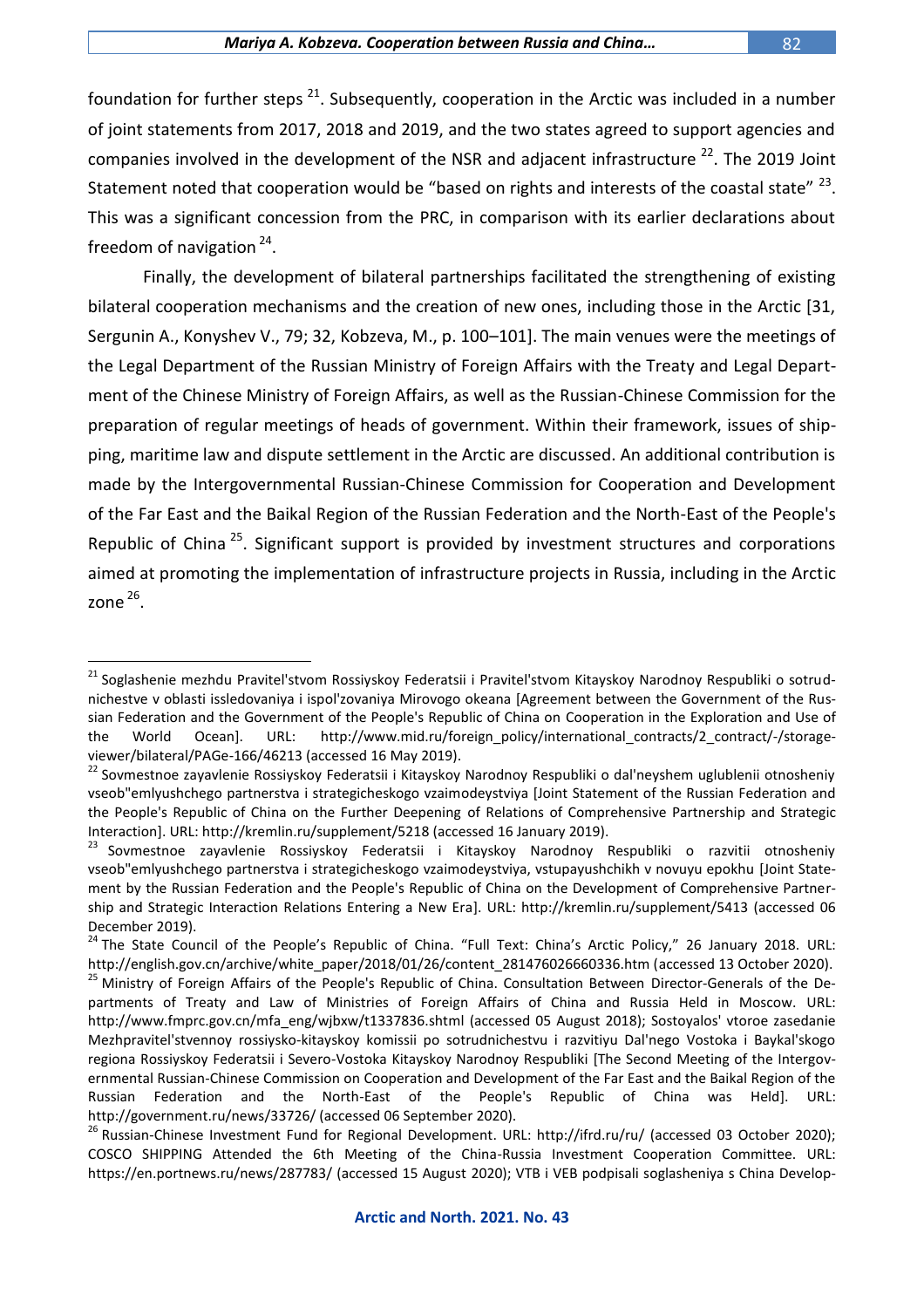foundation for further steps [21]. Subsequently, cooperation in the Arctic was included in a number of joint statements from 2017, 2018 and 2019, and the two states agreed to support agencies and companies involved in the development of the NSR and adjacent infrastructure [22]. The 2019 Joint Statement noted that cooperation would be "based on rights and interests of the coastal state" [23]. This was a significant concession from the PRC, in comparison with its earlier declarations about freedom of navigation [24].

Finally, the development of bilateral partnerships facilitated the strengthening of existing bilateral cooperation mechanisms and the creation of new ones, including those in the Arctic [31, Sergunin A., Konyshev V., 79; 32, Kobzeva, M., p. 100–101]. The main venues were the meetings of the Legal Department of the Russian Ministry of Foreign Affairs with the Treaty and Legal Department of the Chinese Ministry of Foreign Affairs, as well as the Russian-Chinese Commission for the preparation of regular meetings of heads of government. Within their framework, issues of shipping, maritime law and dispute settlement in the Arctic are discussed. An additional contribution is made by the Intergovernmental Russian-Chinese Commission for Cooperation and Development of the Far East and the Baikal Region of the Russian Federation and the North-East of the People's Republic of China [25]. Significant support is provided by investment structures and corporations aimed at promoting the implementation of infrastructure projects in Russia, including in the Arctic zone [26].

---

[21] Soglashenie mezhdu Pravitel'stvom Rossiyskoy Federatsii i Pravitel'stvom Kitayskoy Narodnoy Respubliki o sotrudnichestve v oblasti issledovaniya i ispol'zovaniya Mirovogo okeana [Agreement between the Government of the Russian Federation and the Government of the People's Republic of China on Cooperation in the Exploration and Use of the World Ocean]. URL: http://www.mid.ru/foreign_policy/international_contracts/2_contract/-/storage-viewer/bilateral/PAGe-166/46213 (accessed 16 May 2019).

[22] Sovmestnoe zayavlenie Rossiyskoy Federatsii i Kitayskoy Narodnoy Respubliki o dal'neyshem uglublenii otnosheniy vseob"emlyushchego partnerstva i strategicheskogo vzaimodeystviya [Joint Statement of the Russian Federation and the People's Republic of China on the Further Deepening of Relations of Comprehensive Partnership and Strategic Interaction]. URL: http://kremlin.ru/supplement/5218 (accessed 16 January 2019).

[23] Sovmestnoe zayavlenie Rossiyskoy Federatsii i Kitayskoy Narodnoy Respubliki o razvitii otnosheniy vseob"emlyushchego partnerstva i strategicheskogo vzaimodeystviya, vstupayushchikh v novuyu epokhu [Joint Statement by the Russian Federation and the People's Republic of China on the Development of Comprehensive Partnership and Strategic Interaction Relations Entering a New Era]. URL: http://kremlin.ru/supplement/5413 (accessed 06 December 2019).

[24] The State Council of the People's Republic of China. "Full Text: China's Arctic Policy," 26 January 2018. URL: http://english.gov.cn/archive/white_paper/2018/01/26/content_281476026660336.htm (accessed 13 October 2020).

[25] Ministry of Foreign Affairs of the People's Republic of China. Consultation Between Director-Generals of the Departments of Treaty and Law of Ministries of Foreign Affairs of China and Russia Held in Moscow. URL: http://www.fmprc.gov.cn/mfa_eng/wjbxw/t1337836.shtml (accessed 05 August 2018); Sostoyalos' vtoroe zasedanie Mezhpravitel'stvennoy rossiysko-kitayskoy komissii po sotrudnichestvu i razvitiyu Dal'nego Vostoka i Baykal'skogo regiona Rossiyskoy Federatsii i Severo-Vostoka Kitayskoy Narodnoy Respubliki [The Second Meeting of the Intergovernmental Russian-Chinese Commission on Cooperation and Development of the Far East and the Baikal Region of the Russian Federation and the North-East of the People's Republic of China was Held]. URL: http://government.ru/news/33726/ (accessed 06 September 2020).

[26] Russian-Chinese Investment Fund for Regional Development. URL: http://ifrd.ru/ru/ (accessed 03 October 2020); COSCO SHIPPING Attended the 6th Meeting of the China-Russia Investment Cooperation Committee. URL: https://en.portnews.ru/news/287783/ (accessed 15 August 2020); VTB i VEB podpisali soglasheniya s China Develop-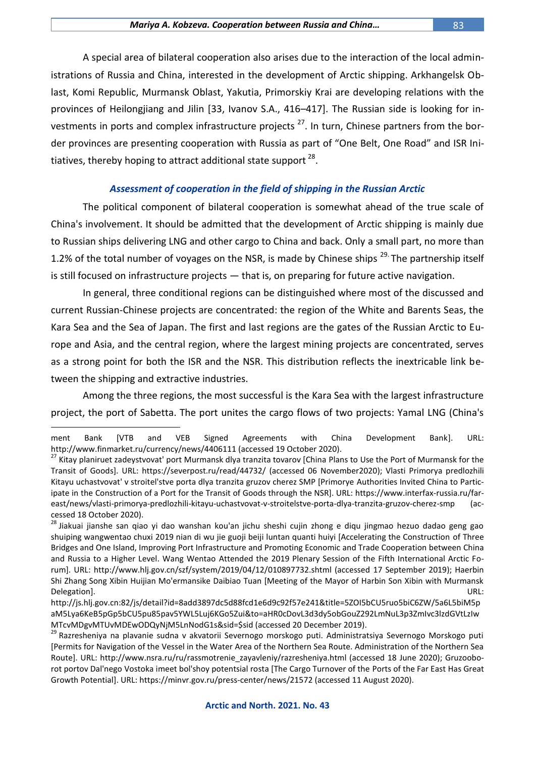A special area of bilateral cooperation also arises due to the interaction of the local administrations of Russia and China, interested in the development of Arctic shipping. Arkhangelsk Oblast, Komi Republic, Murmansk Oblast, Yakutia, Primorskiy Krai are developing relations with the provinces of Heilongjiang and Jilin [33, Ivanov S.A., 416–417]. The Russian side is looking for investments in ports and complex infrastructure projects [27]. In turn, Chinese partners from the border provinces are presenting cooperation with Russia as part of "One Belt, One Road" and ISR Initiatives, thereby hoping to attract additional state support [28].

### *Assessment of cooperation in the field of shipping in the Russian Arctic*

The political component of bilateral cooperation is somewhat ahead of the true scale of China's involvement. It should be admitted that the development of Arctic shipping is mainly due to Russian ships delivering LNG and other cargo to China and back. Only a small part, no more than 1.2% of the total number of voyages on the NSR, is made by Chinese ships [29]. The partnership itself is still focused on infrastructure projects — that is, on preparing for future active navigation.

In general, three conditional regions can be distinguished where most of the discussed and current Russian-Chinese projects are concentrated: the region of the White and Barents Seas, the Kara Sea and the Sea of Japan. The first and last regions are the gates of the Russian Arctic to Europe and Asia, and the central region, where the largest mining projects are concentrated, serves as a strong point for both the ISR and the NSR. This distribution reflects the inextricable link between the shipping and extractive industries.

Among the three regions, the most successful is the Kara Sea with the largest infrastructure project, the port of Sabetta. The port unites the cargo flows of two projects: Yamal LNG (China's

---

ment Bank [VTB and VEB Signed Agreements with China Development Bank]. URL: http://www.finmarket.ru/currency/news/4406111 (accessed 19 October 2020).

[27] Kitay planiruet zadeystvovat' port Murmansk dlya tranzita tovarov [China Plans to Use the Port of Murmansk for the Transit of Goods]. URL: https://severpost.ru/read/44732/ (accessed 06 November2020); Vlasti Primorya predlozhili Kitayu uchastvovat' v stroitel'stve porta dlya tranzita gruzov cherez SMP [Primorye Authorities Invited China to Participate in the Construction of a Port for the Transit of Goods through the NSR]. URL: https://www.interfax-russia.ru/far-east/news/vlasti-primorya-predlozhili-kitayu-uchastvovat-v-stroitelstve-porta-dlya-tranzita-gruzov-cherez-smp (accessed 18 October 2020).

[28] Jiakuai jianshe san qiao yi dao wanshan kou'an jichu sheshi cujin zhong e diqu jingmao hezuo dadao geng gao shuiping wangwentao chuxi 2019 nian di wu jie guoji beiji luntan quanti huiyi [Accelerating the Construction of Three Bridges and One Island, Improving Port Infrastructure and Promoting Economic and Trade Cooperation between China and Russia to a Higher Level. Wang Wentao Attended the 2019 Plenary Session of the Fifth International Arctic Forum]. URL: http://www.hlj.gov.cn/szf/system/2019/04/12/010897732.shtml (accessed 17 September 2019); Haerbin Shi Zhang Song Xibin Huijian Mo'ermansike Daibiao Tuan [Meeting of the Mayor of Harbin Son Xibin with Murmansk Delegation]. URL: http://js.hlj.gov.cn:82/js/detail?id=8add3897dc5d88fcd1e6d9c92f57e241&title=5ZOI5bCU5ruo5biC6ZW/5a6L5biM5paM5Lya6KeB5pGp5bCU5pu85pav5YWL5Luj6KGo5Zui&to=aHR0cDovL3d3dy5obGouZ292LmNuL3p3ZmIvc3lzdGVtLzIwMTcvMDgvMTUvMDEwODQyNjM5LnNodG1s&sid=$sid (accessed 20 December 2019).

[29] Razresheniya na plavanie sudna v akvatorii Severnogo morskogo puti. Administratsiya Severnogo Morskogo puti [Permits for Navigation of the Vessel in the Water Area of the Northern Sea Route. Administration of the Northern Sea Route]. URL: http://www.nsra.ru/ru/rassmotrenie_zayavleniy/razresheniya.html (accessed 18 June 2020); Gruzooborot portov Dal'nego Vostoka imeet bol'shoy potentsial rosta [The Cargo Turnover of the Ports of the Far East Has Great Growth Potential]. URL: https://minvr.gov.ru/press-center/news/21572 (accessed 11 August 2020).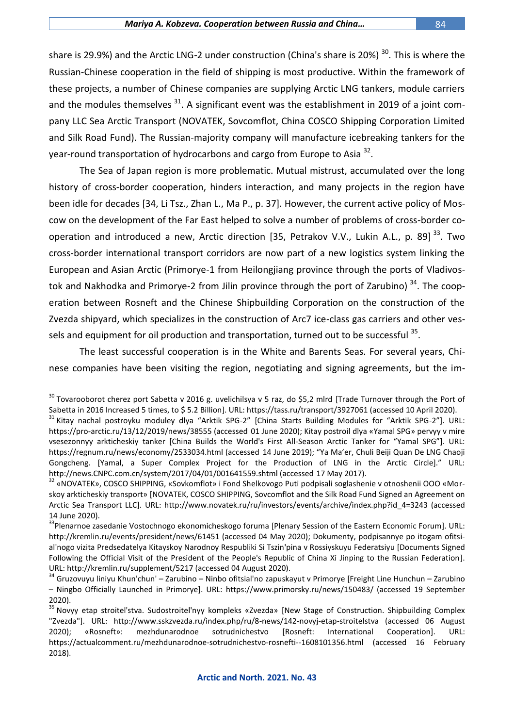share is 29.9%) and the Arctic LNG-2 under construction (China's share is 20%) [30]. This is where the Russian-Chinese cooperation in the field of shipping is most productive. Within the framework of these projects, a number of Chinese companies are supplying Arctic LNG tankers, module carriers and the modules themselves [31]. A significant event was the establishment in 2019 of a joint company LLC Sea Arctic Transport (NOVATEK, Sovcomflot, China COSCO Shipping Corporation Limited and Silk Road Fund). The Russian-majority company will manufacture icebreaking tankers for the year-round transportation of hydrocarbons and cargo from Europe to Asia [32].

The Sea of Japan region is more problematic. Mutual mistrust, accumulated over the long history of cross-border cooperation, hinders interaction, and many projects in the region have been idle for decades [34, Li Tsz., Zhan L., Ma P., p. 37]. However, the current active policy of Moscow on the development of the Far East helped to solve a number of problems of cross-border cooperation and introduced a new, Arctic direction [35, Petrakov V.V., Lukin A.L., p. 89] [33]. Two cross-border international transport corridors are now part of a new logistics system linking the European and Asian Arctic (Primorye-1 from Heilongjiang province through the ports of Vladivostok and Nakhodka and Primorye-2 from Jilin province through the port of Zarubino) [34]. The cooperation between Rosneft and the Chinese Shipbuilding Corporation on the construction of the Zvezda shipyard, which specializes in the construction of Arc7 ice-class gas carriers and other vessels and equipment for oil production and transportation, turned out to be successful [35].

The least successful cooperation is in the White and Barents Seas. For several years, Chinese companies have been visiting the region, negotiating and signing agreements, but the im-

---

[30] Tovarooborot cherez port Sabetta v 2016 g. uvelichilsya v 5 raz, do $5,2 mlrd [Trade Turnover through the Port of Sabetta in 2016 Increased 5 times, to $ 5.2 Billion]. URL: https://tass.ru/transport/3927061 (accessed 10 April 2020).

[31] Kitay nachal postroyku moduley dlya "Arktik SPG-2" [China Starts Building Modules for "Arktik SPG-2"]. URL: https://pro-arctic.ru/13/12/2019/news/38555 (accessed 01 June 2020); Kitay postroil dlya «Yamal SPG» pervyy v mire vsesezonnyy arkticheskiy tanker [China Builds the World's First All-Season Arctic Tanker for "Yamal SPG"]. URL: https://regnum.ru/news/economy/2533034.html (accessed 14 June 2019); "Ya Ma'er, Chuli Beiji Quan De LNG Chaoji Gongcheng. [Yamal, a Super Complex Project for the Production of LNG in the Arctic Circle]." URL: http://news.CNPC.com.cn/system/2017/04/01/001641559.shtml (accessed 17 May 2017).

[32] «NOVATEK», COSCO SHIPPING, «Sovkomflot» i Fond Shelkovogo Puti podpisali soglashenie v otnoshenii OOO «Morskoy arkticheskiy transport» [NOVATEK, COSCO SHIPPING, Sovcomflot and the Silk Road Fund Signed an Agreement on Arctic Sea Transport LLC]. URL: http://www.novatek.ru/ru/investors/events/archive/index.php?id_4=3243 (accessed 14 June 2020).

[33] Plenarnoe zasedanie Vostochnogo ekonomicheskogo foruma [Plenary Session of the Eastern Economic Forum]. URL: http://kremlin.ru/events/president/news/61451 (accessed 04 May 2020); Dokumenty, podpisannye po itogam ofitsial'nogo vizita Predsedatelya Kitayskoy Narodnoy Respubliki Si Tszin'pina v Rossiyskuyu Federatsiyu [Documents Signed Following the Official Visit of the President of the People's Republic of China Xi Jinping to the Russian Federation]. URL: http://kremlin.ru/supplement/5217 (accessed 04 August 2020).

[34] Gruzovuyu liniyu Khun'chun' – Zarubino – Ninbo ofitsial'no zapuskayut v Primorye [Freight Line Hunchun – Zarubino – Ningbo Officially Launched in Primorye]. URL: https://www.primorsky.ru/news/150483/ (accessed 19 September 2020).

[35] Novyy etap stroitel'stva. Sudostroitel'nyy kompleks «Zvezda» [New Stage of Construction. Shipbuilding Complex "Zvezda"]. URL: http://www.sskzvezda.ru/index.php/ru/8-news/142-novyj-etap-stroitelstva (accessed 06 August 2020); «Rosneft»: mezhdunarodnoe sotrudnichestvo [Rosneft: International Cooperation]. URL: https://actualcomment.ru/mezhdunarodnoe-sotrudnichestvo-rosnefti--1608101356.html (accessed 16 February 2018).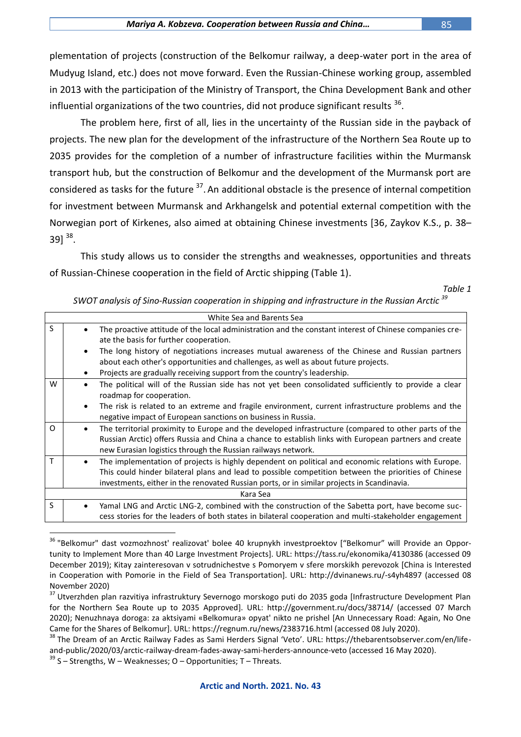plementation of projects (construction of the Belkomur railway, a deep-water port in the area of Mudyug Island, etc.) does not move forward. Even the Russian-Chinese working group, assembled in 2013 with the participation of the Ministry of Transport, the China Development Bank and other influential organizations of the two countries, did not produce significant results [36].

The problem here, first of all, lies in the uncertainty of the Russian side in the payback of projects. The new plan for the development of the infrastructure of the Northern Sea Route up to 2035 provides for the completion of a number of infrastructure facilities within the Murmansk transport hub, but the construction of Belkomur and the development of the Murmansk port are considered as tasks for the future [37]. An additional obstacle is the presence of internal competition for investment between Murmansk and Arkhangelsk and potential external competition with the Norwegian port of Kirkenes, also aimed at obtaining Chinese investments [36, Zaykov K.S., p. 38–39] [38].

This study allows us to consider the strengths and weaknesses, opportunities and threats of Russian-Chinese cooperation in the field of Arctic shipping (Table 1).

*Table 1*

*SWOT analysis of Sino-Russian cooperation in shipping and infrastructure in the Russian Arctic* [39]

| | White Sea and Barents Sea |
|---|---|
| S | • The proactive attitude of the local administration and the constant interest of Chinese companies create the basis for further cooperation.<br>• The long history of negotiations increases mutual awareness of the Chinese and Russian partners about each other's opportunities and challenges, as well as about future projects.<br>• Projects are gradually receiving support from the country's leadership. |
| W | • The political will of the Russian side has not yet been consolidated sufficiently to provide a clear roadmap for cooperation.<br>• The risk is related to an extreme and fragile environment, current infrastructure problems and the negative impact of European sanctions on business in Russia. |
| O | • The territorial proximity to Europe and the developed infrastructure (compared to other parts of the Russian Arctic) offers Russia and China a chance to establish links with European partners and create new Eurasian logistics through the Russian railways network. |
| T | • The implementation of projects is highly dependent on political and economic relations with Europe. This could hinder bilateral plans and lead to possible competition between the priorities of Chinese investments, either in the renovated Russian ports, or in similar projects in Scandinavia. |
| | **Kara Sea** |
| S | • Yamal LNG and Arctic LNG-2, combined with the construction of the Sabetta port, have become success stories for the leaders of both states in bilateral cooperation and multi-stakeholder engagement |

[36] "Belkomur" dast vozmozhnost' realizovat' bolee 40 krupnykh investproektov ["Belkomur" will Provide an Opportunity to Implement More than 40 Large Investment Projects]. URL: https://tass.ru/ekonomika/4130386 (accessed 09 December 2019); Kitay zainteresovan v sotrudnichestve s Pomoryem v sfere morskikh perevozok [China is Interested in Cooperation with Pomorie in the Field of Sea Transportation]. URL: http://dvinanews.ru/-s4yh4897 (accessed 08 November 2020)

[37] Utverzhden plan razvitiya infrastruktury Severnogo morskogo puti do 2035 goda [Infrastructure Development Plan for the Northern Sea Route up to 2035 Approved]. URL: http://government.ru/docs/38714/ (accessed 07 March 2020); Nenuzhnaya doroga: za aktsiyami «Belkomura» opyat' nikto ne prishel [An Unnecessary Road: Again, No One Came for the Shares of Belkomur]. URL: https://regnum.ru/news/2383716.html (accessed 08 July 2020).

[38] The Dream of an Arctic Railway Fades as Sami Herders Signal 'Veto'. URL: https://thebarentsobserver.com/en/life-and-public/2020/03/arctic-railway-dream-fades-away-sami-herders-announce-veto (accessed 16 May 2020).

[39] S – Strengths, W – Weaknesses; O – Opportunities; T – Threats.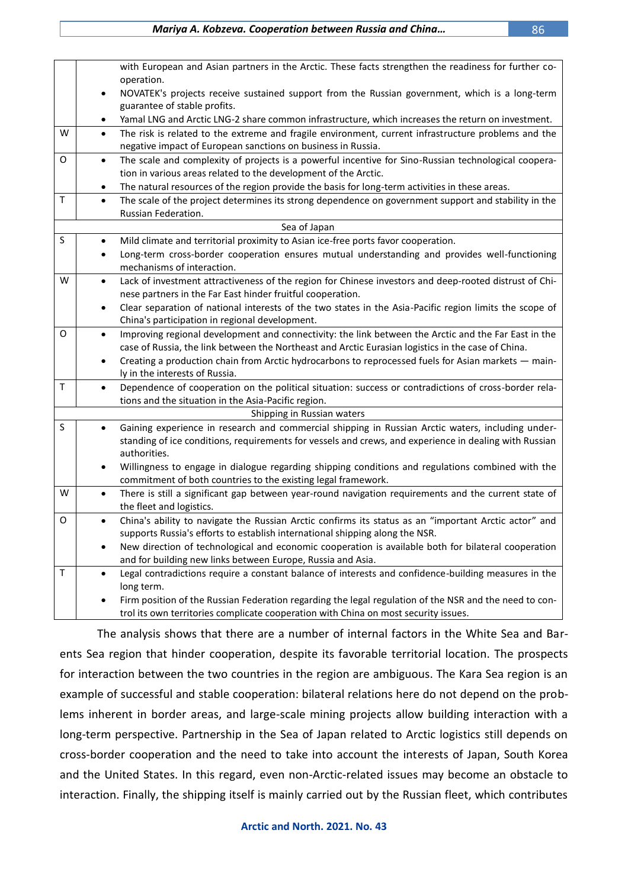| | |
|---|---|
| | with European and Asian partners in the Arctic. These facts strengthen the readiness for further co-operation.<br>• NOVATEK's projects receive sustained support from the Russian government, which is a long-term guarantee of stable profits.<br>• Yamal LNG and Arctic LNG-2 share common infrastructure, which increases the return on investment. |
| W | • The risk is related to the extreme and fragile environment, current infrastructure problems and the negative impact of European sanctions on business in Russia. |
| O | • The scale and complexity of projects is a powerful incentive for Sino-Russian technological cooperation in various areas related to the development of the Arctic.<br>• The natural resources of the region provide the basis for long-term activities in these areas. |
| T | • The scale of the project determines its strong dependence on government support and stability in the Russian Federation. |
| | **Sea of Japan** |
| S | • Mild climate and territorial proximity to Asian ice-free ports favor cooperation.<br>• Long-term cross-border cooperation ensures mutual understanding and provides well-functioning mechanisms of interaction. |
| W | • Lack of investment attractiveness of the region for Chinese investors and deep-rooted distrust of Chinese partners in the Far East hinder fruitful cooperation.<br>• Clear separation of national interests of the two states in the Asia-Pacific region limits the scope of China's participation in regional development. |
| O | • Improving regional development and connectivity: the link between the Arctic and the Far East in the case of Russia, the link between the Northeast and Arctic Eurasian logistics in the case of China.<br>• Creating a production chain from Arctic hydrocarbons to reprocessed fuels for Asian markets — mainly in the interests of Russia. |
| T | • Dependence of cooperation on the political situation: success or contradictions of cross-border relations and the situation in the Asia-Pacific region. |
| | **Shipping in Russian waters** |
| S | • Gaining experience in research and commercial shipping in Russian Arctic waters, including understanding of ice conditions, requirements for vessels and crews, and experience in dealing with Russian authorities.<br>• Willingness to engage in dialogue regarding shipping conditions and regulations combined with the commitment of both countries to the existing legal framework. |
| W | • There is still a significant gap between year-round navigation requirements and the current state of the fleet and logistics. |
| O | • China's ability to navigate the Russian Arctic confirms its status as an "important Arctic actor" and supports Russia's efforts to establish international shipping along the NSR.<br>• New direction of technological and economic cooperation is available both for bilateral cooperation and for building new links between Europe, Russia and Asia. |
| T | • Legal contradictions require a constant balance of interests and confidence-building measures in the long term.<br>• Firm position of the Russian Federation regarding the legal regulation of the NSR and the need to control its own territories complicate cooperation with China on most security issues. |

The analysis shows that there are a number of internal factors in the White Sea and Barents Sea region that hinder cooperation, despite its favorable territorial location. The prospects for interaction between the two countries in the region are ambiguous. The Kara Sea region is an example of successful and stable cooperation: bilateral relations here do not depend on the problems inherent in border areas, and large-scale mining projects allow building interaction with a long-term perspective. Partnership in the Sea of Japan related to Arctic logistics still depends on cross-border cooperation and the need to take into account the interests of Japan, South Korea and the United States. In this regard, even non-Arctic-related issues may become an obstacle to interaction. Finally, the shipping itself is mainly carried out by the Russian fleet, which contributes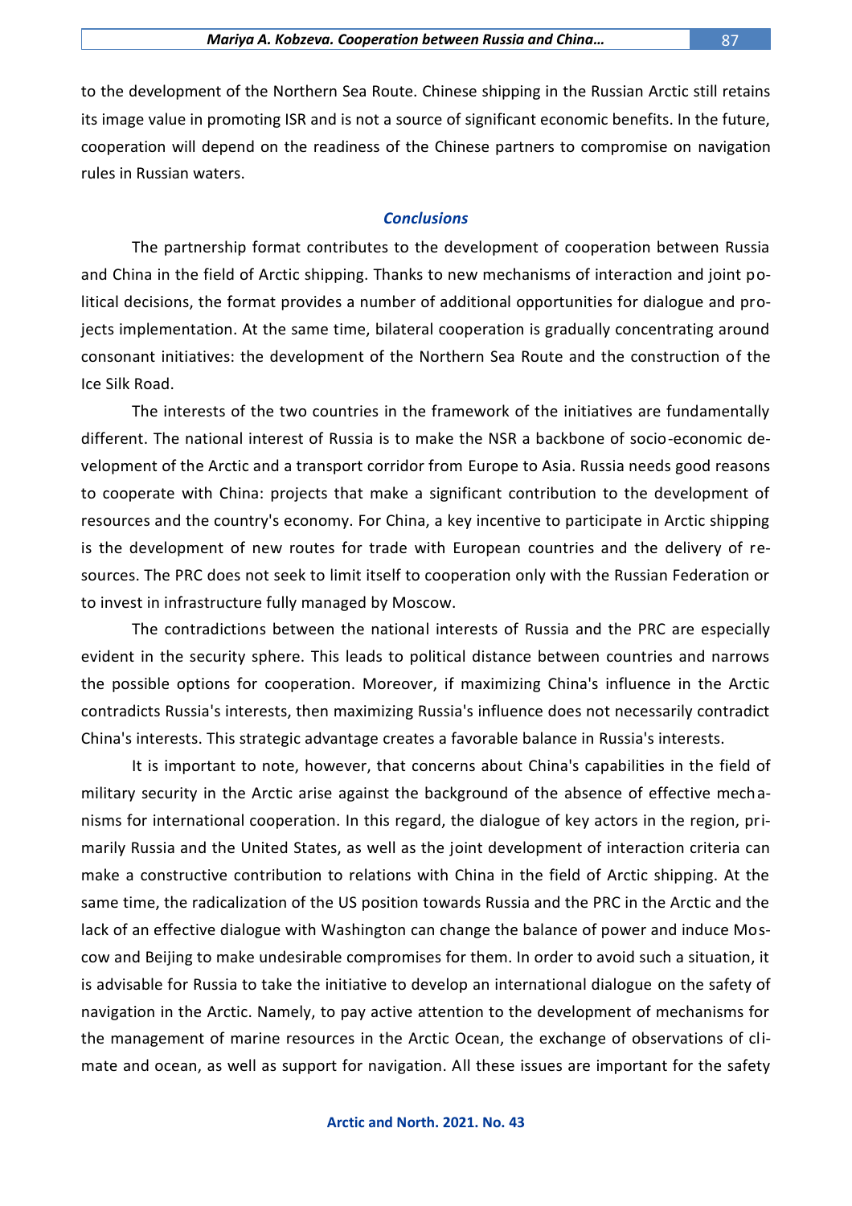to the development of the Northern Sea Route. Chinese shipping in the Russian Arctic still retains its image value in promoting ISR and is not a source of significant economic benefits. In the future, cooperation will depend on the readiness of the Chinese partners to compromise on navigation rules in Russian waters.

## *Conclusions*

The partnership format contributes to the development of cooperation between Russia and China in the field of Arctic shipping. Thanks to new mechanisms of interaction and joint political decisions, the format provides a number of additional opportunities for dialogue and projects implementation. At the same time, bilateral cooperation is gradually concentrating around consonant initiatives: the development of the Northern Sea Route and the construction of the Ice Silk Road.

The interests of the two countries in the framework of the initiatives are fundamentally different. The national interest of Russia is to make the NSR a backbone of socio-economic development of the Arctic and a transport corridor from Europe to Asia. Russia needs good reasons to cooperate with China: projects that make a significant contribution to the development of resources and the country's economy. For China, a key incentive to participate in Arctic shipping is the development of new routes for trade with European countries and the delivery of resources. The PRC does not seek to limit itself to cooperation only with the Russian Federation or to invest in infrastructure fully managed by Moscow.

The contradictions between the national interests of Russia and the PRC are especially evident in the security sphere. This leads to political distance between countries and narrows the possible options for cooperation. Moreover, if maximizing China's influence in the Arctic contradicts Russia's interests, then maximizing Russia's influence does not necessarily contradict China's interests. This strategic advantage creates a favorable balance in Russia's interests.

It is important to note, however, that concerns about China's capabilities in the field of military security in the Arctic arise against the background of the absence of effective mechanisms for international cooperation. In this regard, the dialogue of key actors in the region, primarily Russia and the United States, as well as the joint development of interaction criteria can make a constructive contribution to relations with China in the field of Arctic shipping. At the same time, the radicalization of the US position towards Russia and the PRC in the Arctic and the lack of an effective dialogue with Washington can change the balance of power and induce Moscow and Beijing to make undesirable compromises for them. In order to avoid such a situation, it is advisable for Russia to take the initiative to develop an international dialogue on the safety of navigation in the Arctic. Namely, to pay active attention to the development of mechanisms for the management of marine resources in the Arctic Ocean, the exchange of observations of climate and ocean, as well as support for navigation. All these issues are important for the safety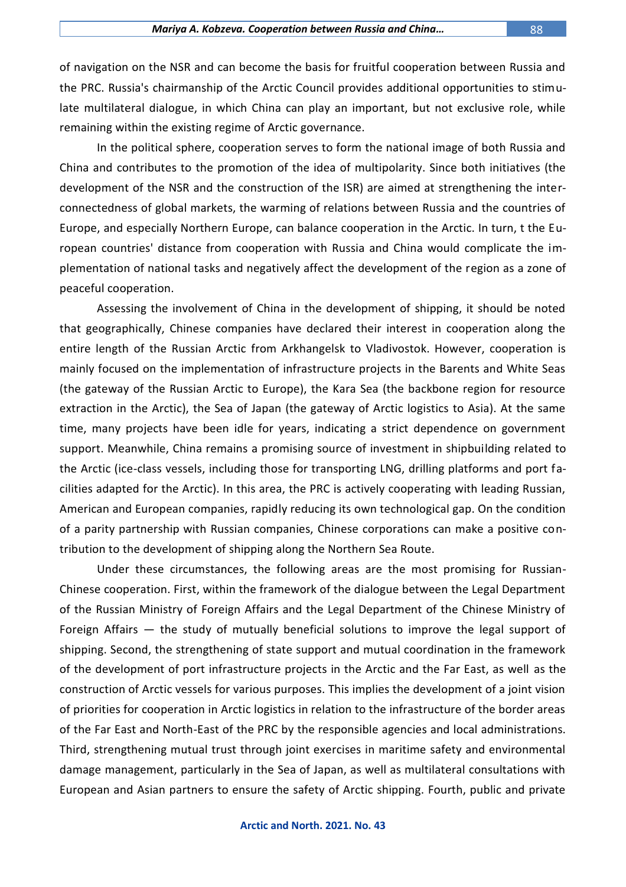of navigation on the NSR and can become the basis for fruitful cooperation between Russia and the PRC. Russia's chairmanship of the Arctic Council provides additional opportunities to stimulate multilateral dialogue, in which China can play an important, but not exclusive role, while remaining within the existing regime of Arctic governance.

In the political sphere, cooperation serves to form the national image of both Russia and China and contributes to the promotion of the idea of multipolarity. Since both initiatives (the development of the NSR and the construction of the ISR) are aimed at strengthening the interconnectedness of global markets, the warming of relations between Russia and the countries of Europe, and especially Northern Europe, can balance cooperation in the Arctic. In turn, t the European countries' distance from cooperation with Russia and China would complicate the implementation of national tasks and negatively affect the development of the region as a zone of peaceful cooperation.

Assessing the involvement of China in the development of shipping, it should be noted that geographically, Chinese companies have declared their interest in cooperation along the entire length of the Russian Arctic from Arkhangelsk to Vladivostok. However, cooperation is mainly focused on the implementation of infrastructure projects in the Barents and White Seas (the gateway of the Russian Arctic to Europe), the Kara Sea (the backbone region for resource extraction in the Arctic), the Sea of Japan (the gateway of Arctic logistics to Asia). At the same time, many projects have been idle for years, indicating a strict dependence on government support. Meanwhile, China remains a promising source of investment in shipbuilding related to the Arctic (ice-class vessels, including those for transporting LNG, drilling platforms and port facilities adapted for the Arctic). In this area, the PRC is actively cooperating with leading Russian, American and European companies, rapidly reducing its own technological gap. On the condition of a parity partnership with Russian companies, Chinese corporations can make a positive contribution to the development of shipping along the Northern Sea Route.

Under these circumstances, the following areas are the most promising for Russian-Chinese cooperation. First, within the framework of the dialogue between the Legal Department of the Russian Ministry of Foreign Affairs and the Legal Department of the Chinese Ministry of Foreign Affairs — the study of mutually beneficial solutions to improve the legal support of shipping. Second, the strengthening of state support and mutual coordination in the framework of the development of port infrastructure projects in the Arctic and the Far East, as well as the construction of Arctic vessels for various purposes. This implies the development of a joint vision of priorities for cooperation in Arctic logistics in relation to the infrastructure of the border areas of the Far East and North-East of the PRC by the responsible agencies and local administrations. Third, strengthening mutual trust through joint exercises in maritime safety and environmental damage management, particularly in the Sea of Japan, as well as multilateral consultations with European and Asian partners to ensure the safety of Arctic shipping. Fourth, public and private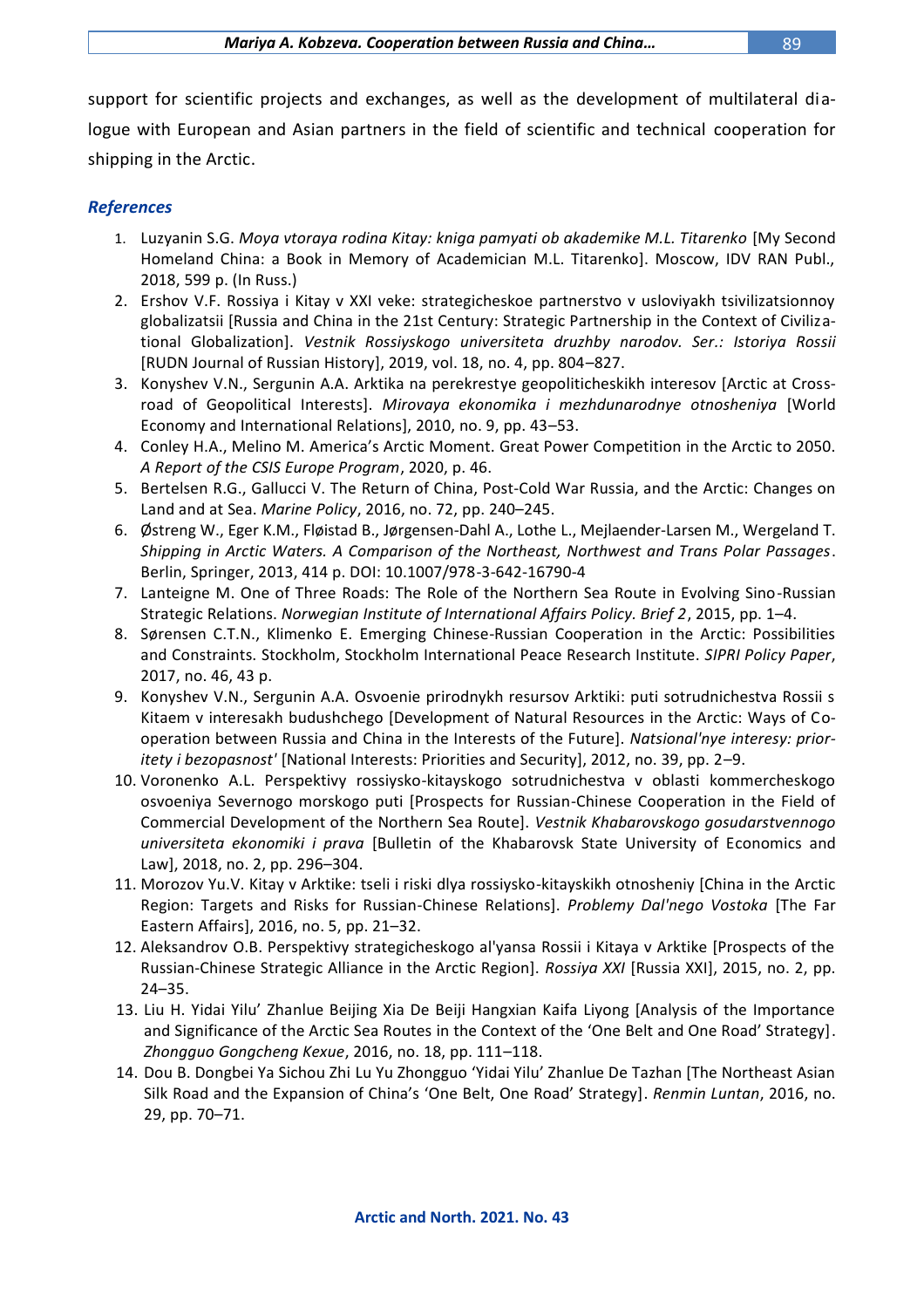support for scientific projects and exchanges, as well as the development of multilateral dialogue with European and Asian partners in the field of scientific and technical cooperation for shipping in the Arctic.

## References

1. Luzyanin S.G. *Moya vtoraya rodina Kitay: kniga pamyati ob akademike M.L. Titarenko* [My Second Homeland China: a Book in Memory of Academician M.L. Titarenko]. Moscow, IDV RAN Publ., 2018, 599 p. (In Russ.)
2. Ershov V.F. Rossiya i Kitay v XXI veke: strategicheskoe partnerstvo v usloviyakh tsivilizatsionnoy globalizatsii [Russia and China in the 21st Century: Strategic Partnership in the Context of Civilizational Globalization]. *Vestnik Rossiyskogo universiteta druzhby narodov. Ser.: Istoriya Rossii* [RUDN Journal of Russian History], 2019, vol. 18, no. 4, pp. 804–827.
3. Konyshev V.N., Sergunin A.A. Arktika na perekrestye geopoliticheskikh interesov [Arctic at Crossroad of Geopolitical Interests]. *Mirovaya ekonomika i mezhdunarodnye otnosheniya* [World Economy and International Relations], 2010, no. 9, pp. 43–53.
4. Conley H.A., Melino M. America's Arctic Moment. Great Power Competition in the Arctic to 2050. *A Report of the CSIS Europe Program*, 2020, p. 46.
5. Bertelsen R.G., Gallucci V. The Return of China, Post-Cold War Russia, and the Arctic: Changes on Land and at Sea. *Marine Policy*, 2016, no. 72, pp. 240–245.
6. Østreng W., Eger K.M., Fløistad B., Jørgensen-Dahl A., Lothe L., Mejlaender-Larsen M., Wergeland T. *Shipping in Arctic Waters. A Comparison of the Northeast, Northwest and Trans Polar Passages*. Berlin, Springer, 2013, 414 p. DOI: 10.1007/978-3-642-16790-4
7. Lanteigne M. One of Three Roads: The Role of the Northern Sea Route in Evolving Sino-Russian Strategic Relations. *Norwegian Institute of International Affairs Policy. Brief 2*, 2015, pp. 1–4.
8. Sørensen C.T.N., Klimenko E. Emerging Chinese-Russian Cooperation in the Arctic: Possibilities and Constraints. Stockholm, Stockholm International Peace Research Institute. *SIPRI Policy Paper*, 2017, no. 46, 43 p.
9. Konyshev V.N., Sergunin A.A. Osvoenie prirodnykh resursov Arktiki: puti sotrudnichestva Rossii s Kitaem v interesakh budushchego [Development of Natural Resources in the Arctic: Ways of Cooperation between Russia and China in the Interests of the Future]. *Natsional'nye interesy: prioritety i bezopasnost'* [National Interests: Priorities and Security], 2012, no. 39, pp. 2–9.
10. Voronenko A.L. Perspektivy rossiysko-kitayskogo sotrudnichestva v oblasti kommercheskogo osvoeniya Severnogo morskogo puti [Prospects for Russian-Chinese Cooperation in the Field of Commercial Development of the Northern Sea Route]. *Vestnik Khabarovskogo gosudarstvennogo universiteta ekonomiki i prava* [Bulletin of the Khabarovsk State University of Economics and Law], 2018, no. 2, pp. 296–304.
11. Morozov Yu.V. Kitay v Arktike: tseli i riski dlya rossiysko-kitayskikh otnosheniy [China in the Arctic Region: Targets and Risks for Russian-Chinese Relations]. *Problemy Dal'nego Vostoka* [The Far Eastern Affairs], 2016, no. 5, pp. 21–32.
12. Aleksandrov O.B. Perspektivy strategicheskogo al'yansa Rossii i Kitaya v Arktike [Prospects of the Russian-Chinese Strategic Alliance in the Arctic Region]. *Rossiya XXI* [Russia XXI], 2015, no. 2, pp. 24–35.
13. Liu H. Yidai Yilu' Zhanlue Beijing Xia De Beiji Hangxian Kaifa Liyong [Analysis of the Importance and Significance of the Arctic Sea Routes in the Context of the 'One Belt and One Road' Strategy]. *Zhongguo Gongcheng Kexue*, 2016, no. 18, pp. 111–118.
14. Dou B. Dongbei Ya Sichou Zhi Lu Yu Zhongguo 'Yidai Yilu' Zhanlue De Tazhan [The Northeast Asian Silk Road and the Expansion of China's 'One Belt, One Road' Strategy]. *Renmin Luntan*, 2016, no. 29, pp. 70–71.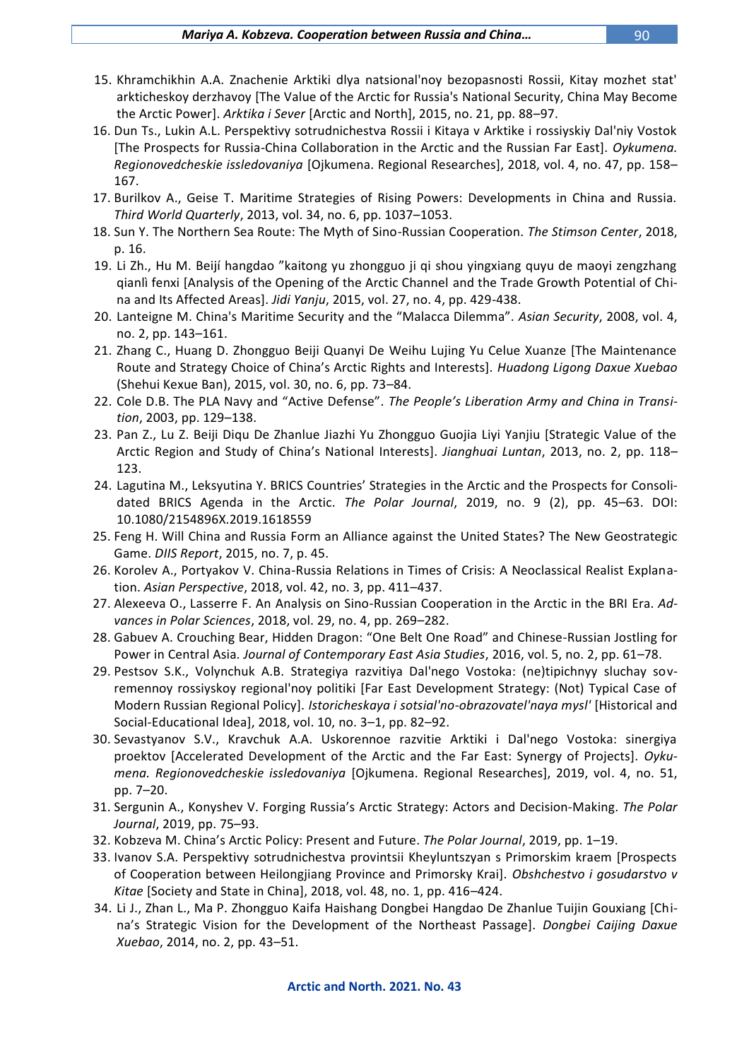15. Khramchikhin A.A. Znachenie Arktiki dlya natsional'noy bezopasnosti Rossii, Kitay mozhet stat' arkticheskoy derzhavoy [The Value of the Arctic for Russia's National Security, China May Become the Arctic Power]. *Arktika i Sever* [Arctic and North], 2015, no. 21, pp. 88–97.
16. Dun Ts., Lukin A.L. Perspektivy sotrudnichestva Rossii i Kitaya v Arktike i rossiyskiy Dal'niy Vostok [The Prospects for Russia-China Collaboration in the Arctic and the Russian Far East]. *Oykumena. Regionovedcheskie issledovaniya* [Ojkumena. Regional Researches], 2018, vol. 4, no. 47, pp. 158–167.
17. Burilkov A., Geise T. Maritime Strategies of Rising Powers: Developments in China and Russia. *Third World Quarterly*, 2013, vol. 34, no. 6, pp. 1037–1053.
18. Sun Y. The Northern Sea Route: The Myth of Sino-Russian Cooperation. *The Stimson Center*, 2018, p. 16.
19. Li Zh., Hu M. Beijí hangdao "kaitong yu zhongguo ji qi shou yingxiang quyu de maoyi zengzhang qianlì fenxi [Analysis of the Opening of the Arctic Channel and the Trade Growth Potential of China and Its Affected Areas]. *Jidi Yanju*, 2015, vol. 27, no. 4, pp. 429-438.
20. Lanteigne M. China's Maritime Security and the "Malacca Dilemma". *Asian Security*, 2008, vol. 4, no. 2, pp. 143–161.
21. Zhang C., Huang D. Zhongguo Beiji Quanyi De Weihu Lujing Yu Celue Xuanze [The Maintenance Route and Strategy Choice of China's Arctic Rights and Interests]. *Huadong Ligong Daxue Xuebao* (Shehui Kexue Ban), 2015, vol. 30, no. 6, pp. 73–84.
22. Cole D.B. The PLA Navy and "Active Defense". *The People's Liberation Army and China in Transition*, 2003, pp. 129–138.
23. Pan Z., Lu Z. Beiji Diqu De Zhanlue Jiazhi Yu Zhongguo Guojia Liyi Yanjiu [Strategic Value of the Arctic Region and Study of China's National Interests]. *Jianghuai Luntan*, 2013, no. 2, pp. 118–123.
24. Lagutina M., Leksyutina Y. BRICS Countries' Strategies in the Arctic and the Prospects for Consolidated BRICS Agenda in the Arctic. *The Polar Journal*, 2019, no. 9 (2), pp. 45–63. DOI: 10.1080/2154896X.2019.1618559
25. Feng H. Will China and Russia Form an Alliance against the United States? The New Geostrategic Game. *DIIS Report*, 2015, no. 7, p. 45.
26. Korolev A., Portyakov V. China-Russia Relations in Times of Crisis: A Neoclassical Realist Explanation. *Asian Perspective*, 2018, vol. 42, no. 3, pp. 411–437.
27. Alexeeva O., Lasserre F. An Analysis on Sino-Russian Cooperation in the Arctic in the BRI Era. *Advances in Polar Sciences*, 2018, vol. 29, no. 4, pp. 269–282.
28. Gabuev A. Crouching Bear, Hidden Dragon: "One Belt One Road" and Chinese-Russian Jostling for Power in Central Asia. *Journal of Contemporary East Asia Studies*, 2016, vol. 5, no. 2, pp. 61–78.
29. Pestsov S.K., Volynchuk A.B. Strategiya razvitiya Dal'nego Vostoka: (ne)tipichnyy sluchay sovremennoy rossiyskoy regional'noy politiki [Far East Development Strategy: (Not) Typical Case of Modern Russian Regional Policy]. *Istoricheskaya i sotsial'no-obrazovatel'naya mysl'* [Historical and Social-Educational Idea], 2018, vol. 10, no. 3–1, pp. 82–92.
30. Sevastyanov S.V., Kravchuk A.A. Uskorennoe razvitie Arktiki i Dal'nego Vostoka: sinergiya proektov [Accelerated Development of the Arctic and the Far East: Synergy of Projects]. *Oykumena. Regionovedcheskie issledovaniya* [Ojkumena. Regional Researches], 2019, vol. 4, no. 51, pp. 7–20.
31. Sergunin A., Konyshev V. Forging Russia's Arctic Strategy: Actors and Decision-Making. *The Polar Journal*, 2019, pp. 75–93.
32. Kobzeva M. China's Arctic Policy: Present and Future. *The Polar Journal*, 2019, pp. 1–19.
33. Ivanov S.A. Perspektivy sotrudnichestva provintsii Kheyluntszyan s Primorskim kraem [Prospects of Cooperation between Heilongjiang Province and Primorsky Krai]. *Obshchestvo i gosudarstvo v Kitae* [Society and State in China], 2018, vol. 48, no. 1, pp. 416–424.
34. Li J., Zhan L., Ma P. Zhongguo Kaifa Haishang Dongbei Hangdao De Zhanlue Tuijin Gouxiang [China's Strategic Vision for the Development of the Northeast Passage]. *Dongbei Caijing Daxue Xuebao*, 2014, no. 2, pp. 43–51.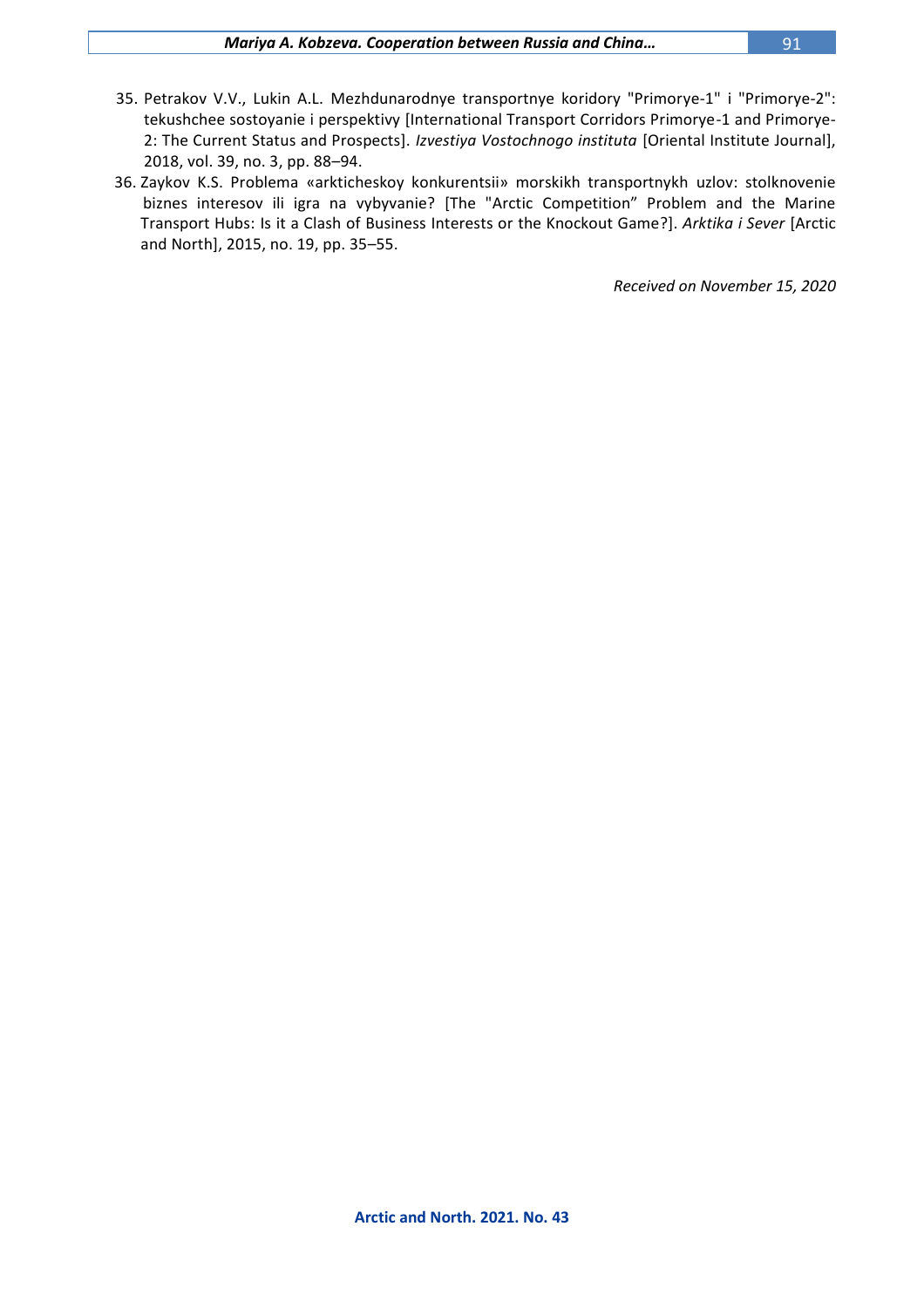35. Petrakov V.V., Lukin A.L. Mezhdunarodnye transportnye koridory "Primorye-1" i "Primorye-2": tekushchee sostoyanie i perspektivy [International Transport Corridors Primorye-1 and Primorye-2: The Current Status and Prospects]. *Izvestiya Vostochnogo instituta* [Oriental Institute Journal], 2018, vol. 39, no. 3, pp. 88–94.
36. Zaykov K.S. Problema «arkticheskoy konkurentsii» morskikh transportnykh uzlov: stolknovenie biznes interesov ili igra na vybyvanie? [The "Arctic Competition" Problem and the Marine Transport Hubs: Is it a Clash of Business Interests or the Knockout Game?]. *Arktika i Sever* [Arctic and North], 2015, no. 19, pp. 35–55.

*Received on November 15, 2020*